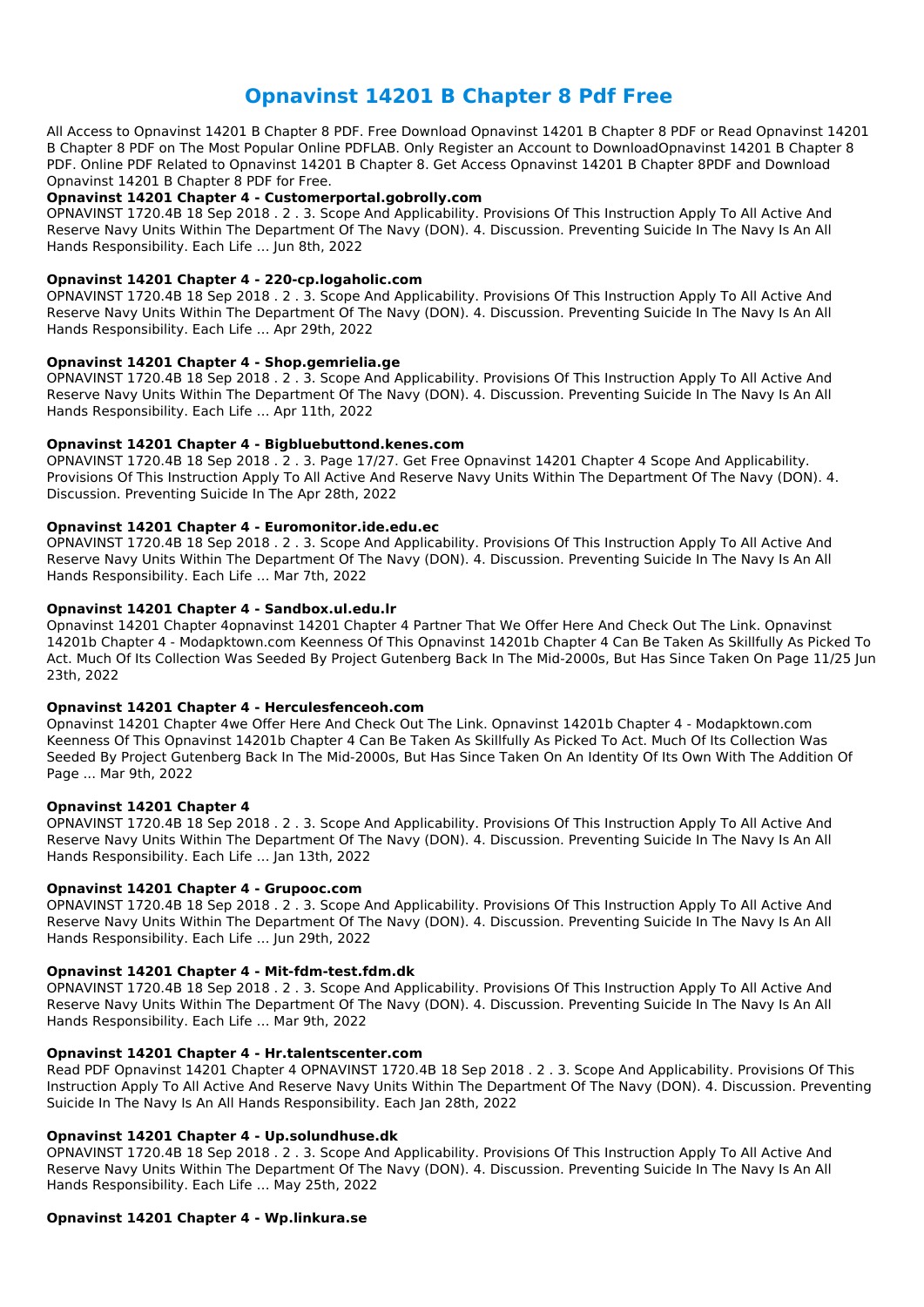# Opnavinst 14201 B Chapter 8 Pdf Free

All Access to Opnavinst 14201 B Chapter 8 PDF. Free Download Opnavinst 14201 B Chapter 8 PDF or Read Opnavinst 14201 B Chapter 8 PDF on The Most Popular Online PDFLAB. Only Register an Account to DownloadOpnavinst 14201 B Chapter 8 PDF. Online PDF Related to Opnavinst 14201 B Chapter 8. Get Access Opnavinst 14201 B Chapter 8PDF and Download Opnavinst 14201 B Chapter 8 PDF for Free.

**Opnavinst 14201 Chapter 4 - Customerportal.gobrolly.com**

OPNAVINST 1720.4B 18 Sep 2018 . 2 . 3. Scope And Applicability. Provisions Of This Instruction Apply To All Active And Reserve Navy Units Within The Department Of The Navy (DON). 4. Discussion. Preventing Suicide In The Navy Is An All Hands Responsibility. Each Life … Jun 8th, 2022

**Opnavinst 14201 Chapter 4 - 220-cp.logaholic.com**

OPNAVINST 1720.4B 18 Sep 2018 . 2 . 3. Scope And Applicability. Provisions Of This Instruction Apply To All Active And Reserve Navy Units Within The Department Of The Navy (DON). 4. Discussion. Preventing Suicide In The Navy Is An All Hands Responsibility. Each Life … Apr 29th, 2022

**Opnavinst 14201 Chapter 4 - Shop.gemrielia.ge**

OPNAVINST 1720.4B 18 Sep 2018 . 2 . 3. Scope And Applicability. Provisions Of This Instruction Apply To All Active And Reserve Navy Units Within The Department Of The Navy (DON). 4. Discussion. Preventing Suicide In The Navy Is An All Hands Responsibility. Each Life … Apr 11th, 2022

**Opnavinst 14201 Chapter 4 - Bigbluebuttond.kenes.com**

OPNAVINST 1720.4B 18 Sep 2018 . 2 . 3. Page 17/27. Get Free Opnavinst 14201 Chapter 4 Scope And Applicability. Provisions Of This Instruction Apply To All Active And Reserve Navy Units Within The Department Of The Navy (DON). 4. Discussion. Preventing Suicide In The Apr 28th, 2022

**Opnavinst 14201 Chapter 4 - Euromonitor.ide.edu.ec**

OPNAVINST 1720.4B 18 Sep 2018 . 2 . 3. Scope And Applicability. Provisions Of This Instruction Apply To All Active And Reserve Navy Units Within The Department Of The Navy (DON). 4. Discussion. Preventing Suicide In The Navy Is An All Hands Responsibility. Each Life … Mar 7th, 2022

**Opnavinst 14201 Chapter 4 - Sandbox.ul.edu.lr**

Opnavinst 14201 Chapter 4opnavinst 14201 Chapter 4 Partner That We Offer Here And Check Out The Link. Opnavinst 14201b Chapter 4 - Modapktown.com Keenness Of This Opnavinst 14201b Chapter 4 Can Be Taken As Skillfully As Picked To Act. Much Of Its Collection Was Seeded By Project Gutenberg Back In The Mid-2000s, But Has Since Taken On Page 11/25 Jun 23th, 2022

**Opnavinst 14201 Chapter 4 - Herculesfenceoh.com**

Opnavinst 14201 Chapter 4we Offer Here And Check Out The Link. Opnavinst 14201b Chapter 4 - Modapktown.com Keenness Of This Opnavinst 14201b Chapter 4 Can Be Taken As Skillfully As Picked To Act. Much Of Its Collection Was Seeded By Project Gutenberg Back In The Mid-2000s, But Has Since Taken On An Identity Of Its Own With The Addition Of Page ... Mar 9th, 2022

**Opnavinst 14201 Chapter 4**

OPNAVINST 1720.4B 18 Sep 2018 . 2 . 3. Scope And Applicability. Provisions Of This Instruction Apply To All Active And Reserve Navy Units Within The Department Of The Navy (DON). 4. Discussion. Preventing Suicide In The Navy Is An All Hands Responsibility. Each Life … Jan 13th, 2022

**Opnavinst 14201 Chapter 4 - Grupooc.com**

OPNAVINST 1720.4B 18 Sep 2018 . 2 . 3. Scope And Applicability. Provisions Of This Instruction Apply To All Active And Reserve Navy Units Within The Department Of The Navy (DON). 4. Discussion. Preventing Suicide In The Navy Is An All Hands Responsibility. Each Life … Jun 29th, 2022

**Opnavinst 14201 Chapter 4 - Mit-fdm-test.fdm.dk**

OPNAVINST 1720.4B 18 Sep 2018 . 2 . 3. Scope And Applicability. Provisions Of This Instruction Apply To All Active And Reserve Navy Units Within The Department Of The Navy (DON). 4. Discussion. Preventing Suicide In The Navy Is An All Hands Responsibility. Each Life … Mar 9th, 2022

**Opnavinst 14201 Chapter 4 - Hr.talentscenter.com**

Read PDF Opnavinst 14201 Chapter 4 OPNAVINST 1720.4B 18 Sep 2018 . 2 . 3. Scope And Applicability. Provisions Of This Instruction Apply To All Active And Reserve Navy Units Within The Department Of The Navy (DON). 4. Discussion. Preventing Suicide In The Navy Is An All Hands Responsibility. Each Jan 28th, 2022

**Opnavinst 14201 Chapter 4 - Up.solundhuse.dk**

OPNAVINST 1720.4B 18 Sep 2018 . 2 . 3. Scope And Applicability. Provisions Of This Instruction Apply To All Active And Reserve Navy Units Within The Department Of The Navy (DON). 4. Discussion. Preventing Suicide In The Navy Is An All Hands Responsibility. Each Life … May 25th, 2022

**Opnavinst 14201 Chapter 4 - Wp.linkura.se**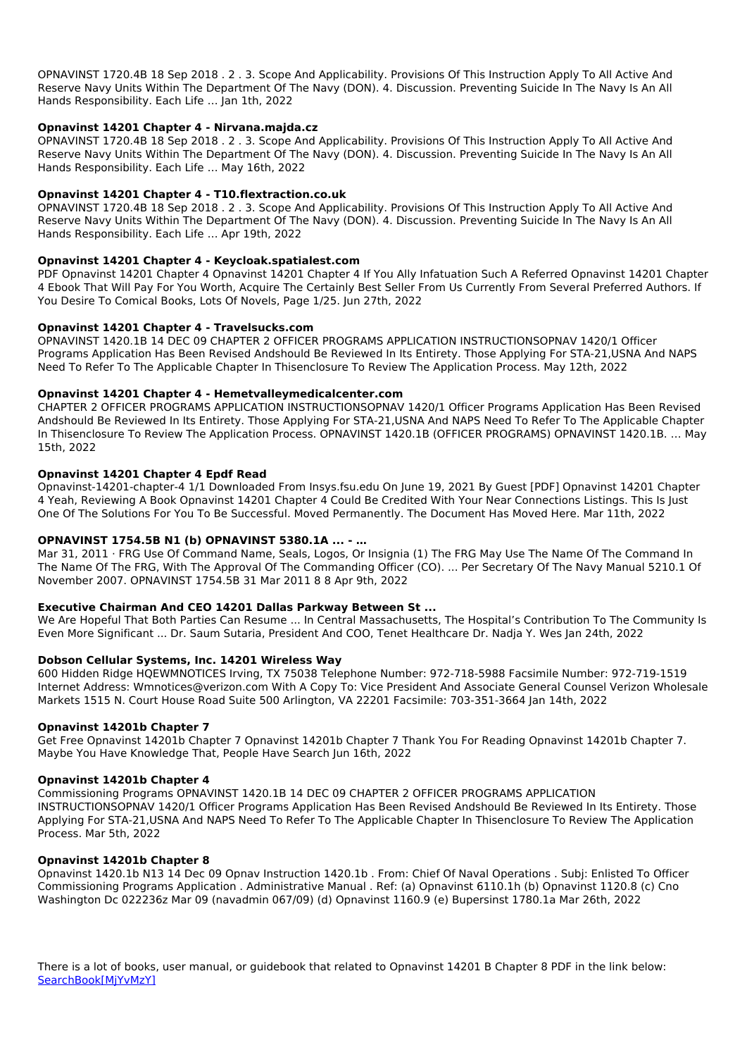OPNAVINST 1720.4B 18 Sep 2018 . 2 . 3. Scope And Applicability. Provisions Of This Instruction Apply To All Active And Reserve Navy Units Within The Department Of The Navy (DON). 4. Discussion. Preventing Suicide In The Navy Is An All Hands Responsibility. Each Life … Jan 1th, 2022

**Opnavinst 14201 Chapter 4 - Nirvana.majda.cz**

OPNAVINST 1720.4B 18 Sep 2018 . 2 . 3. Scope And Applicability. Provisions Of This Instruction Apply To All Active And Reserve Navy Units Within The Department Of The Navy (DON). 4. Discussion. Preventing Suicide In The Navy Is An All Hands Responsibility. Each Life … May 16th, 2022

**Opnavinst 14201 Chapter 4 - T10.flextraction.co.uk**

OPNAVINST 1720.4B 18 Sep 2018 . 2 . 3. Scope And Applicability. Provisions Of This Instruction Apply To All Active And Reserve Navy Units Within The Department Of The Navy (DON). 4. Discussion. Preventing Suicide In The Navy Is An All Hands Responsibility. Each Life … Apr 19th, 2022

**Opnavinst 14201 Chapter 4 - Keycloak.spatialest.com**

PDF Opnavinst 14201 Chapter 4 Opnavinst 14201 Chapter 4 If You Ally Infatuation Such A Referred Opnavinst 14201 Chapter 4 Ebook That Will Pay For You Worth, Acquire The Certainly Best Seller From Us Currently From Several Preferred Authors. If You Desire To Comical Books, Lots Of Novels, Page 1/25. Jun 27th, 2022

**Opnavinst 14201 Chapter 4 - Travelsucks.com**

OPNAVINST 1420.1B 14 DEC 09 CHAPTER 2 OFFICER PROGRAMS APPLICATION INSTRUCTIONSOPNAV 1420/1 Officer Programs Application Has Been Revised Andshould Be Reviewed In Its Entirety. Those Applying For STA-21,USNA And NAPS Need To Refer To The Applicable Chapter In Thisenclosure To Review The Application Process. May 12th, 2022

**Opnavinst 14201 Chapter 4 - Hemetvalleymedicalcenter.com**

CHAPTER 2 OFFICER PROGRAMS APPLICATION INSTRUCTIONSOPNAV 1420/1 Officer Programs Application Has Been Revised Andshould Be Reviewed In Its Entirety. Those Applying For STA-21,USNA And NAPS Need To Refer To The Applicable Chapter In Thisenclosure To Review The Application Process. OPNAVINST 1420.1B (OFFICER PROGRAMS) OPNAVINST 1420.1B. … May 15th, 2022

**Opnavinst 14201 Chapter 4 Epdf Read**

Opnavinst-14201-chapter-4 1/1 Downloaded From Insys.fsu.edu On June 19, 2021 By Guest [PDF] Opnavinst 14201 Chapter 4 Yeah, Reviewing A Book Opnavinst 14201 Chapter 4 Could Be Credited With Your Near Connections Listings. This Is Just One Of The Solutions For You To Be Successful. Moved Permanently. The Document Has Moved Here. Mar 11th, 2022

**OPNAVINST 1754.5B N1 (b) OPNAVINST 5380.1A ... - …**

Mar 31, 2011 · FRG Use Of Command Name, Seals, Logos, Or Insignia (1) The FRG May Use The Name Of The Command In The Name Of The FRG, With The Approval Of The Commanding Officer (CO). ... Per Secretary Of The Navy Manual 5210.1 Of November 2007. OPNAVINST 1754.5B 31 Mar 2011 8 8 Apr 9th, 2022

**Executive Chairman And CEO 14201 Dallas Parkway Between St ...**

We Are Hopeful That Both Parties Can Resume ... In Central Massachusetts, The Hospital's Contribution To The Community Is Even More Significant ... Dr. Saum Sutaria, President And COO, Tenet Healthcare Dr. Nadja Y. Wes Jan 24th, 2022

**Dobson Cellular Systems, Inc. 14201 Wireless Way**

600 Hidden Ridge HQEWMNOTICES Irving, TX 75038 Telephone Number: 972-718-5988 Facsimile Number: 972-719-1519 Internet Address: Wmnotices@verizon.com With A Copy To: Vice President And Associate General Counsel Verizon Wholesale Markets 1515 N. Court House Road Suite 500 Arlington, VA 22201 Facsimile: 703-351-3664 Jan 14th, 2022

**Opnavinst 14201b Chapter 7**

Get Free Opnavinst 14201b Chapter 7 Opnavinst 14201b Chapter 7 Thank You For Reading Opnavinst 14201b Chapter 7. Maybe You Have Knowledge That, People Have Search Jun 16th, 2022

**Opnavinst 14201b Chapter 4**

Commissioning Programs OPNAVINST 1420.1B 14 DEC 09 CHAPTER 2 OFFICER PROGRAMS APPLICATION INSTRUCTIONSOPNAV 1420/1 Officer Programs Application Has Been Revised Andshould Be Reviewed In Its Entirety. Those Applying For STA-21,USNA And NAPS Need To Refer To The Applicable Chapter In Thisenclosure To Review The Application Process. Mar 5th, 2022

**Opnavinst 14201b Chapter 8**

Opnavinst 1420.1b N13 14 Dec 09 Opnav Instruction 1420.1b . From: Chief Of Naval Operations . Subj: Enlisted To Officer Commissioning Programs Application . Administrative Manual . Ref: (a) Opnavinst 6110.1h (b) Opnavinst 1120.8 (c) Cno Washington Dc 022236z Mar 09 (navadmin 067/09) (d) Opnavinst 1160.9 (e) Bupersinst 1780.1a Mar 26th, 2022

There is a lot of books, user manual, or guidebook that related to Opnavinst 14201 B Chapter 8 PDF in the link below:
SearchBook[MjYvMzY]